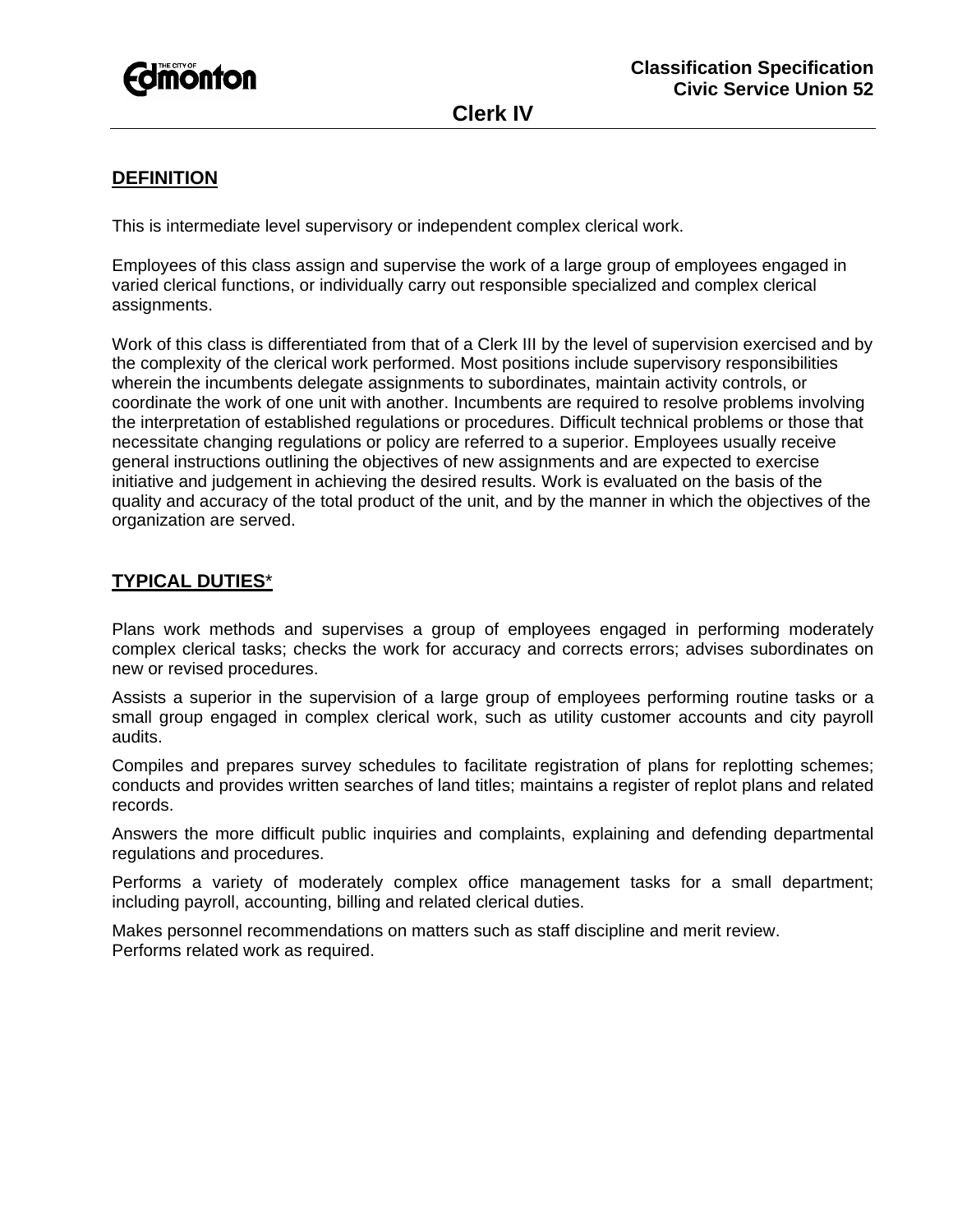Classification Specification
Civic Service Union 52

# Clerk IV

## DEFINITION

This is intermediate level supervisory or independent complex clerical work.

Employees of this class assign and supervise the work of a large group of employees engaged in varied clerical functions, or individually carry out responsible specialized and complex clerical assignments.

Work of this class is differentiated from that of a Clerk III by the level of supervision exercised and by the complexity of the clerical work performed. Most positions include supervisory responsibilities wherein the incumbents delegate assignments to subordinates, maintain activity controls, or coordinate the work of one unit with another. Incumbents are required to resolve problems involving the interpretation of established regulations or procedures. Difficult technical problems or those that necessitate changing regulations or policy are referred to a superior. Employees usually receive general instructions outlining the objectives of new assignments and are expected to exercise initiative and judgement in achieving the desired results. Work is evaluated on the basis of the quality and accuracy of the total product of the unit, and by the manner in which the objectives of the organization are served.

## TYPICAL DUTIES*

Plans work methods and supervises a group of employees engaged in performing moderately complex clerical tasks; checks the work for accuracy and corrects errors; advises subordinates on new or revised procedures.

Assists a superior in the supervision of a large group of employees performing routine tasks or a small group engaged in complex clerical work, such as utility customer accounts and city payroll audits.

Compiles and prepares survey schedules to facilitate registration of plans for replotting schemes; conducts and provides written searches of land titles; maintains a register of replot plans and related records.

Answers the more difficult public inquiries and complaints, explaining and defending departmental regulations and procedures.

Performs a variety of moderately complex office management tasks for a small department; including payroll, accounting, billing and related clerical duties.

Makes personnel recommendations on matters such as staff discipline and merit review.
Performs related work as required.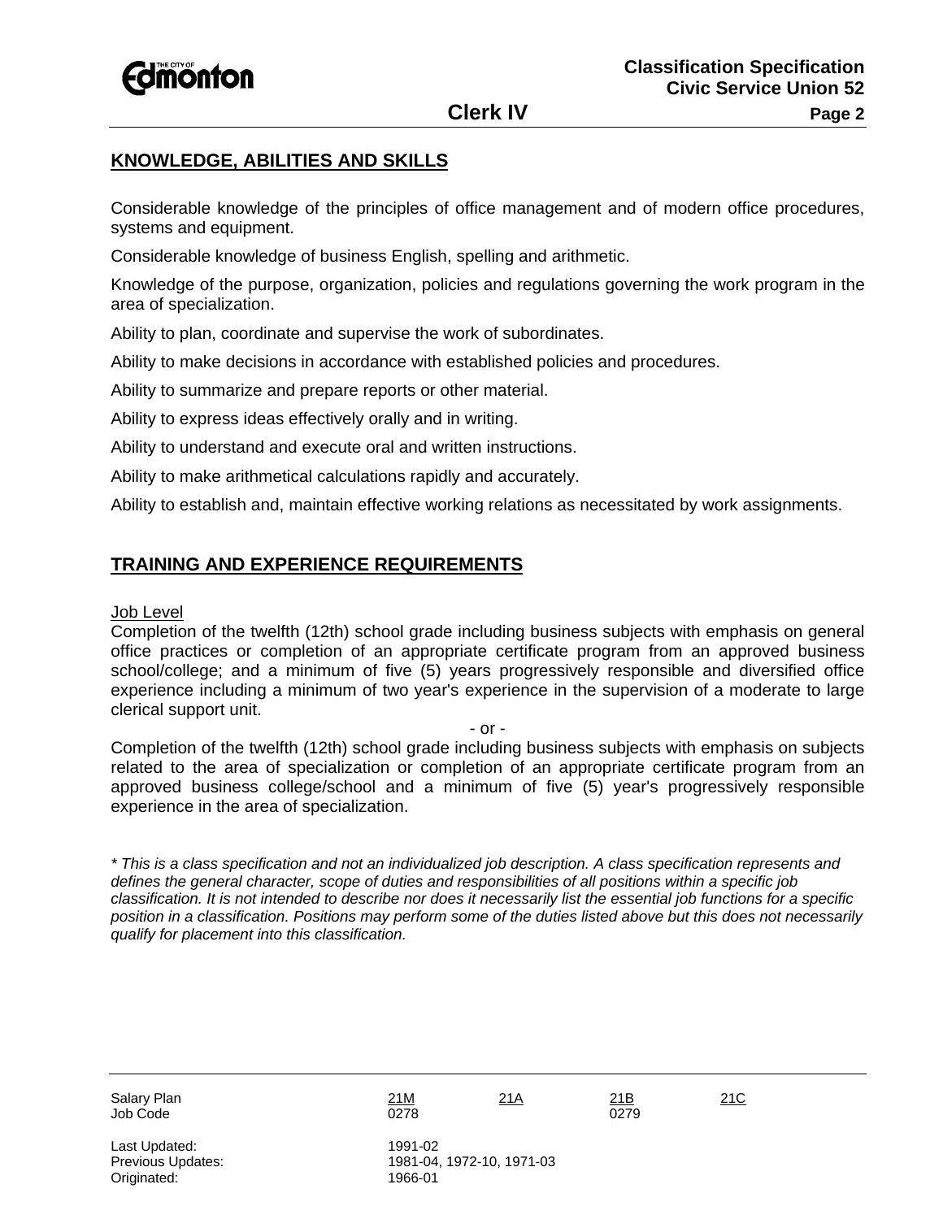## KNOWLEDGE, ABILITIES AND SKILLS

Considerable knowledge of the principles of office management and of modern office procedures, systems and equipment.

Considerable knowledge of business English, spelling and arithmetic.

Knowledge of the purpose, organization, policies and regulations governing the work program in the area of specialization.

Ability to plan, coordinate and supervise the work of subordinates.

Ability to make decisions in accordance with established policies and procedures.

Ability to summarize and prepare reports or other material.

Ability to express ideas effectively orally and in writing.

Ability to understand and execute oral and written instructions.

Ability to make arithmetical calculations rapidly and accurately.

Ability to establish and, maintain effective working relations as necessitated by work assignments.

## TRAINING AND EXPERIENCE REQUIREMENTS

Job Level

Completion of the twelfth (12th) school grade including business subjects with emphasis on general office practices or completion of an appropriate certificate program from an approved business school/college; and a minimum of five (5) years progressively responsible and diversified office experience including a minimum of two year's experience in the supervision of a moderate to large clerical support unit.

- or -

Completion of the twelfth (12th) school grade including business subjects with emphasis on subjects related to the area of specialization or completion of an appropriate certificate program from an approved business college/school and a minimum of five (5) year's progressively responsible experience in the area of specialization.

*\* This is a class specification and not an individualized job description. A class specification represents and defines the general character, scope of duties and responsibilities of all positions within a specific job classification. It is not intended to describe nor does it necessarily list the essential job functions for a specific position in a classification. Positions may perform some of the duties listed above but this does not necessarily qualify for placement into this classification.*

| | | | | |
|---|---|---|---|---|
| Salary Plan | 21M | 21A | 21B | 21C |
| Job Code | 0278 | | 0279 | |

| | |
|---|---|
| Last Updated: | 1991-02 |
| Previous Updates: | 1981-04, 1972-10, 1971-03 |
| Originated: | 1966-01 |